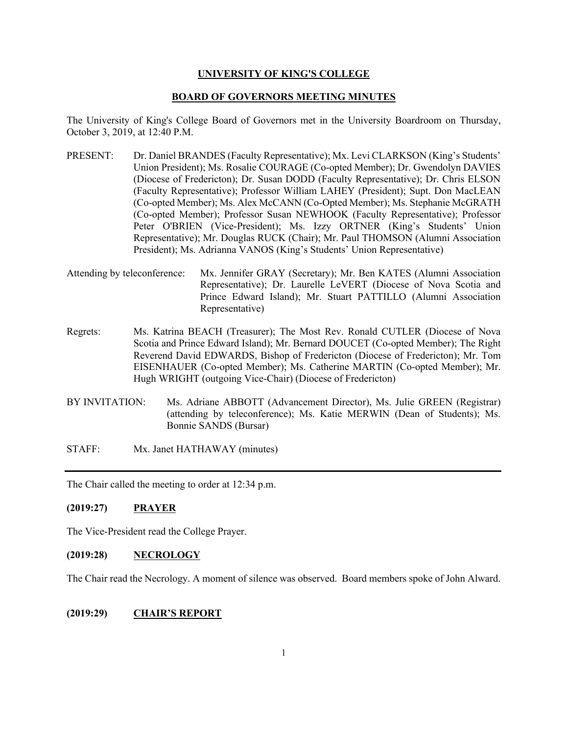**UNIVERSITY OF KING'S COLLEGE**

**BOARD OF GOVERNORS MEETING MINUTES**

The University of King's College Board of Governors met in the University Boardroom on Thursday, October 3, 2019, at 12:40 P.M.

PRESENT: Dr. Daniel BRANDES (Faculty Representative); Mx. Levi CLARKSON (King's Students' Union President); Ms. Rosalie COURAGE (Co-opted Member); Dr. Gwendolyn DAVIES (Diocese of Fredericton); Dr. Susan DODD (Faculty Representative); Dr. Chris ELSON (Faculty Representative); Professor William LAHEY (President); Supt. Don MacLEAN (Co-opted Member); Ms. Alex McCANN (Co-Opted Member); Ms. Stephanie McGRATH (Co-opted Member); Professor Susan NEWHOOK (Faculty Representative); Professor Peter O'BRIEN (Vice-President); Ms. Izzy ORTNER (King's Students' Union Representative); Mr. Douglas RUCK (Chair); Mr. Paul THOMSON (Alumni Association President); Ms. Adrianna VANOS (King's Students' Union Representative)

Attending by teleconference: Mx. Jennifer GRAY (Secretary); Mr. Ben KATES (Alumni Association Representative); Dr. Laurelle LeVERT (Diocese of Nova Scotia and Prince Edward Island); Mr. Stuart PATTILLO (Alumni Association Representative)

Regrets: Ms. Katrina BEACH (Treasurer); The Most Rev. Ronald CUTLER (Diocese of Nova Scotia and Prince Edward Island); Mr. Bernard DOUCET (Co-opted Member); The Right Reverend David EDWARDS, Bishop of Fredericton (Diocese of Fredericton); Mr. Tom EISENHAUER (Co-opted Member); Ms. Catherine MARTIN (Co-opted Member); Mr. Hugh WRIGHT (outgoing Vice-Chair) (Diocese of Fredericton)

BY INVITATION: Ms. Adriane ABBOTT (Advancement Director), Ms. Julie GREEN (Registrar) (attending by teleconference); Ms. Katie MERWIN (Dean of Students); Ms. Bonnie SANDS (Bursar)

STAFF: Mx. Janet HATHAWAY (minutes)

---

The Chair called the meeting to order at 12:34 p.m.

**(2019:27) PRAYER**

The Vice-President read the College Prayer.

**(2019:28) NECROLOGY**

The Chair read the Necrology. A moment of silence was observed. Board members spoke of John Alward.

**(2019:29) CHAIR'S REPORT**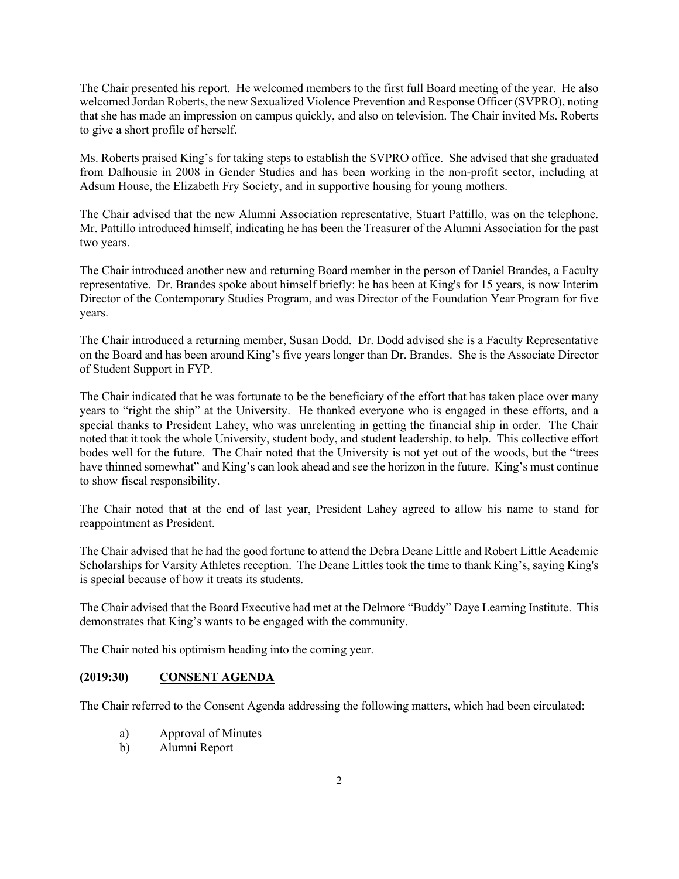The Chair presented his report. He welcomed members to the first full Board meeting of the year. He also welcomed Jordan Roberts, the new Sexualized Violence Prevention and Response Officer (SVPRO), noting that she has made an impression on campus quickly, and also on television. The Chair invited Ms. Roberts to give a short profile of herself.

Ms. Roberts praised King's for taking steps to establish the SVPRO office. She advised that she graduated from Dalhousie in 2008 in Gender Studies and has been working in the non-profit sector, including at Adsum House, the Elizabeth Fry Society, and in supportive housing for young mothers.

The Chair advised that the new Alumni Association representative, Stuart Pattillo, was on the telephone. Mr. Pattillo introduced himself, indicating he has been the Treasurer of the Alumni Association for the past two years.

The Chair introduced another new and returning Board member in the person of Daniel Brandes, a Faculty representative. Dr. Brandes spoke about himself briefly: he has been at King's for 15 years, is now Interim Director of the Contemporary Studies Program, and was Director of the Foundation Year Program for five years.

The Chair introduced a returning member, Susan Dodd. Dr. Dodd advised she is a Faculty Representative on the Board and has been around King's five years longer than Dr. Brandes. She is the Associate Director of Student Support in FYP.

The Chair indicated that he was fortunate to be the beneficiary of the effort that has taken place over many years to "right the ship" at the University. He thanked everyone who is engaged in these efforts, and a special thanks to President Lahey, who was unrelenting in getting the financial ship in order. The Chair noted that it took the whole University, student body, and student leadership, to help. This collective effort bodes well for the future. The Chair noted that the University is not yet out of the woods, but the "trees have thinned somewhat" and King's can look ahead and see the horizon in the future. King's must continue to show fiscal responsibility.

The Chair noted that at the end of last year, President Lahey agreed to allow his name to stand for reappointment as President.

The Chair advised that he had the good fortune to attend the Debra Deane Little and Robert Little Academic Scholarships for Varsity Athletes reception. The Deane Littles took the time to thank King's, saying King's is special because of how it treats its students.

The Chair advised that the Board Executive had met at the Delmore "Buddy" Daye Learning Institute. This demonstrates that King's wants to be engaged with the community.

The Chair noted his optimism heading into the coming year.

### (2019:30) CONSENT AGENDA

The Chair referred to the Consent Agenda addressing the following matters, which had been circulated:

a) Approval of Minutes
b) Alumni Report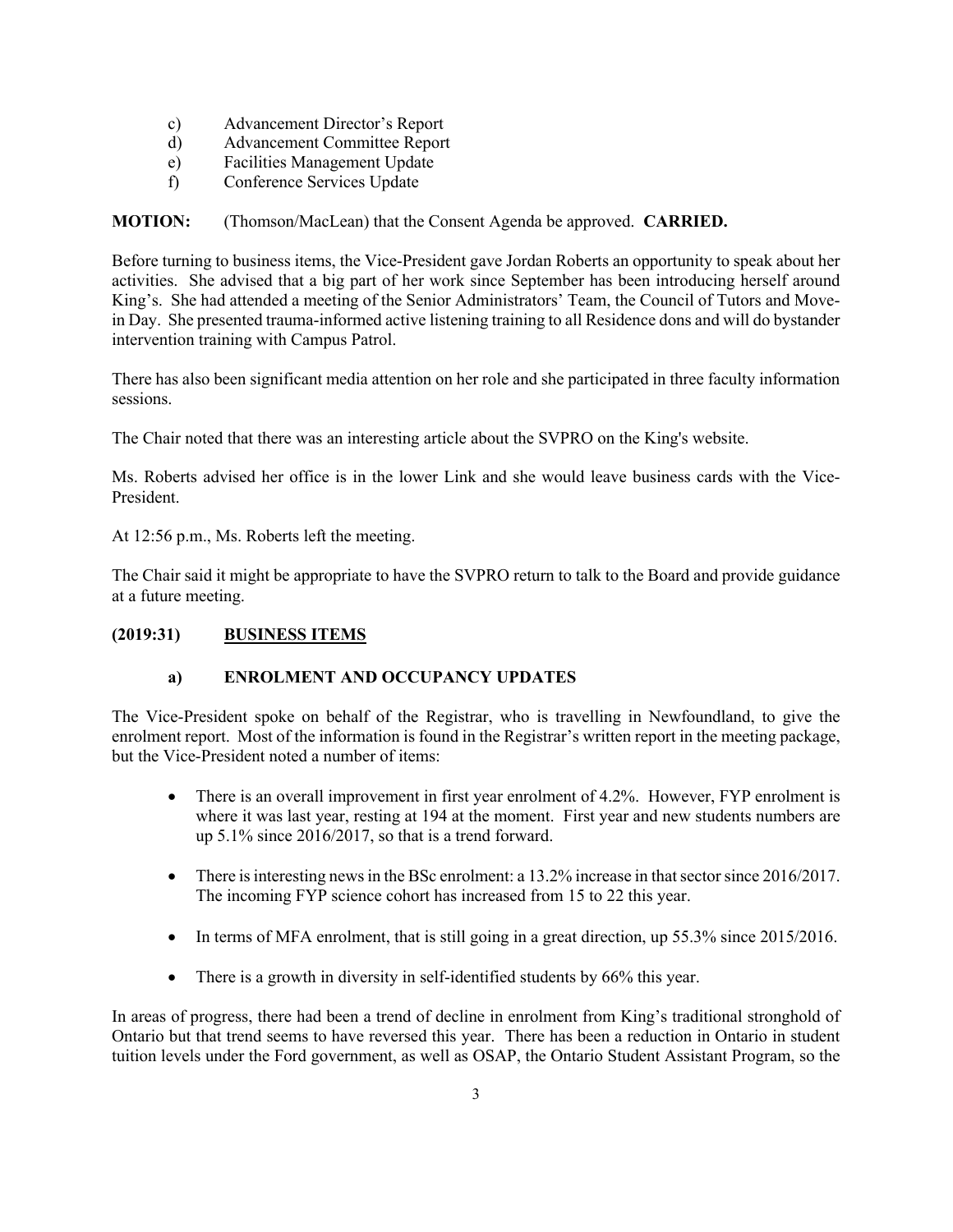c) Advancement Director's Report
d) Advancement Committee Report
e) Facilities Management Update
f) Conference Services Update

**MOTION:** (Thomson/MacLean) that the Consent Agenda be approved. **CARRIED.**

Before turning to business items, the Vice-President gave Jordan Roberts an opportunity to speak about her activities. She advised that a big part of her work since September has been introducing herself around King's. She had attended a meeting of the Senior Administrators' Team, the Council of Tutors and Move-in Day. She presented trauma-informed active listening training to all Residence dons and will do bystander intervention training with Campus Patrol.

There has also been significant media attention on her role and she participated in three faculty information sessions.

The Chair noted that there was an interesting article about the SVPRO on the King's website.

Ms. Roberts advised her office is in the lower Link and she would leave business cards with the Vice-President.

At 12:56 p.m., Ms. Roberts left the meeting.

The Chair said it might be appropriate to have the SVPRO return to talk to the Board and provide guidance at a future meeting.

## (2019:31) BUSINESS ITEMS

### a) ENROLMENT AND OCCUPANCY UPDATES

The Vice-President spoke on behalf of the Registrar, who is travelling in Newfoundland, to give the enrolment report. Most of the information is found in the Registrar's written report in the meeting package, but the Vice-President noted a number of items:

- There is an overall improvement in first year enrolment of 4.2%. However, FYP enrolment is where it was last year, resting at 194 at the moment. First year and new students numbers are up 5.1% since 2016/2017, so that is a trend forward.
- There is interesting news in the BSc enrolment: a 13.2% increase in that sector since 2016/2017. The incoming FYP science cohort has increased from 15 to 22 this year.
- In terms of MFA enrolment, that is still going in a great direction, up 55.3% since 2015/2016.
- There is a growth in diversity in self-identified students by 66% this year.

In areas of progress, there had been a trend of decline in enrolment from King's traditional stronghold of Ontario but that trend seems to have reversed this year. There has been a reduction in Ontario in student tuition levels under the Ford government, as well as OSAP, the Ontario Student Assistant Program, so the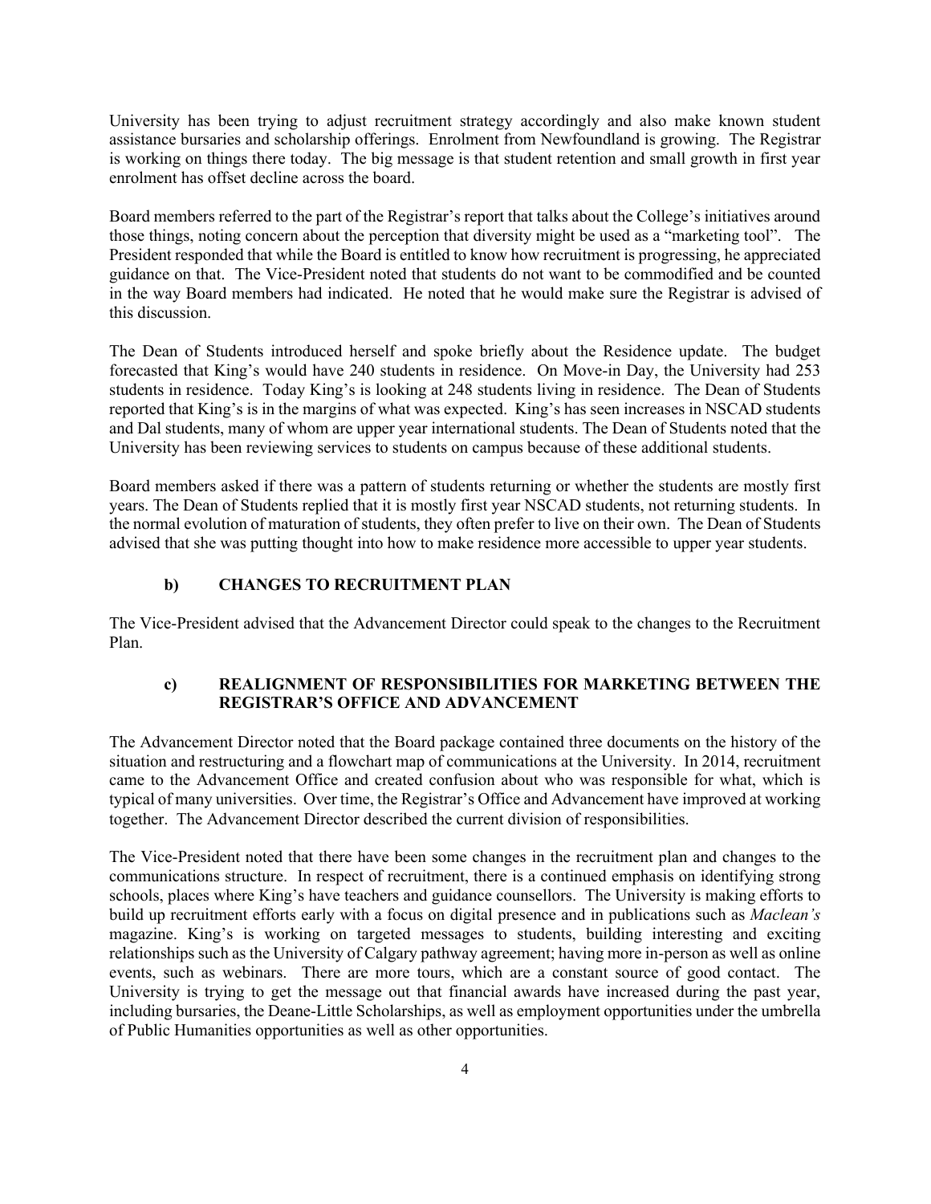University has been trying to adjust recruitment strategy accordingly and also make known student assistance bursaries and scholarship offerings. Enrolment from Newfoundland is growing. The Registrar is working on things there today. The big message is that student retention and small growth in first year enrolment has offset decline across the board.

Board members referred to the part of the Registrar's report that talks about the College's initiatives around those things, noting concern about the perception that diversity might be used as a "marketing tool". The President responded that while the Board is entitled to know how recruitment is progressing, he appreciated guidance on that. The Vice-President noted that students do not want to be commodified and be counted in the way Board members had indicated. He noted that he would make sure the Registrar is advised of this discussion.

The Dean of Students introduced herself and spoke briefly about the Residence update. The budget forecasted that King's would have 240 students in residence. On Move-in Day, the University had 253 students in residence. Today King's is looking at 248 students living in residence. The Dean of Students reported that King's is in the margins of what was expected. King's has seen increases in NSCAD students and Dal students, many of whom are upper year international students. The Dean of Students noted that the University has been reviewing services to students on campus because of these additional students.

Board members asked if there was a pattern of students returning or whether the students are mostly first years. The Dean of Students replied that it is mostly first year NSCAD students, not returning students. In the normal evolution of maturation of students, they often prefer to live on their own. The Dean of Students advised that she was putting thought into how to make residence more accessible to upper year students.

### b) CHANGES TO RECRUITMENT PLAN

The Vice-President advised that the Advancement Director could speak to the changes to the Recruitment Plan.

### c) REALIGNMENT OF RESPONSIBILITIES FOR MARKETING BETWEEN THE REGISTRAR'S OFFICE AND ADVANCEMENT

The Advancement Director noted that the Board package contained three documents on the history of the situation and restructuring and a flowchart map of communications at the University. In 2014, recruitment came to the Advancement Office and created confusion about who was responsible for what, which is typical of many universities. Over time, the Registrar's Office and Advancement have improved at working together. The Advancement Director described the current division of responsibilities.

The Vice-President noted that there have been some changes in the recruitment plan and changes to the communications structure. In respect of recruitment, there is a continued emphasis on identifying strong schools, places where King's have teachers and guidance counsellors. The University is making efforts to build up recruitment efforts early with a focus on digital presence and in publications such as *Maclean's* magazine. King's is working on targeted messages to students, building interesting and exciting relationships such as the University of Calgary pathway agreement; having more in-person as well as online events, such as webinars. There are more tours, which are a constant source of good contact. The University is trying to get the message out that financial awards have increased during the past year, including bursaries, the Deane-Little Scholarships, as well as employment opportunities under the umbrella of Public Humanities opportunities as well as other opportunities.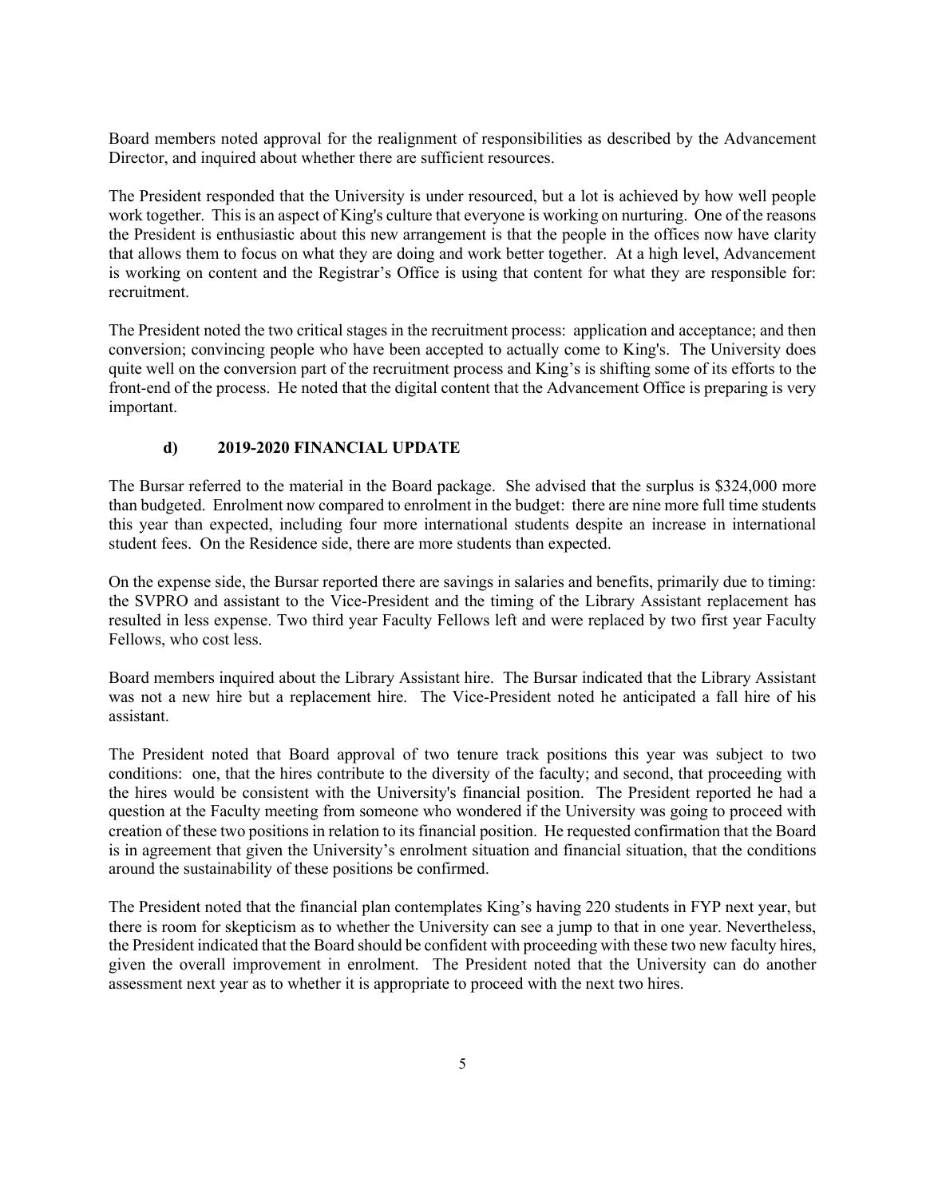Board members noted approval for the realignment of responsibilities as described by the Advancement Director, and inquired about whether there are sufficient resources.

The President responded that the University is under resourced, but a lot is achieved by how well people work together. This is an aspect of King's culture that everyone is working on nurturing. One of the reasons the President is enthusiastic about this new arrangement is that the people in the offices now have clarity that allows them to focus on what they are doing and work better together. At a high level, Advancement is working on content and the Registrar's Office is using that content for what they are responsible for: recruitment.

The President noted the two critical stages in the recruitment process: application and acceptance; and then conversion; convincing people who have been accepted to actually come to King's. The University does quite well on the conversion part of the recruitment process and King's is shifting some of its efforts to the front-end of the process. He noted that the digital content that the Advancement Office is preparing is very important.

### d) 2019-2020 FINANCIAL UPDATE

The Bursar referred to the material in the Board package. She advised that the surplus is $324,000 more than budgeted. Enrolment now compared to enrolment in the budget: there are nine more full time students this year than expected, including four more international students despite an increase in international student fees. On the Residence side, there are more students than expected.

On the expense side, the Bursar reported there are savings in salaries and benefits, primarily due to timing: the SVPRO and assistant to the Vice-President and the timing of the Library Assistant replacement has resulted in less expense. Two third year Faculty Fellows left and were replaced by two first year Faculty Fellows, who cost less.

Board members inquired about the Library Assistant hire. The Bursar indicated that the Library Assistant was not a new hire but a replacement hire. The Vice-President noted he anticipated a fall hire of his assistant.

The President noted that Board approval of two tenure track positions this year was subject to two conditions: one, that the hires contribute to the diversity of the faculty; and second, that proceeding with the hires would be consistent with the University's financial position. The President reported he had a question at the Faculty meeting from someone who wondered if the University was going to proceed with creation of these two positions in relation to its financial position. He requested confirmation that the Board is in agreement that given the University's enrolment situation and financial situation, that the conditions around the sustainability of these positions be confirmed.

The President noted that the financial plan contemplates King's having 220 students in FYP next year, but there is room for skepticism as to whether the University can see a jump to that in one year. Nevertheless, the President indicated that the Board should be confident with proceeding with these two new faculty hires, given the overall improvement in enrolment. The President noted that the University can do another assessment next year as to whether it is appropriate to proceed with the next two hires.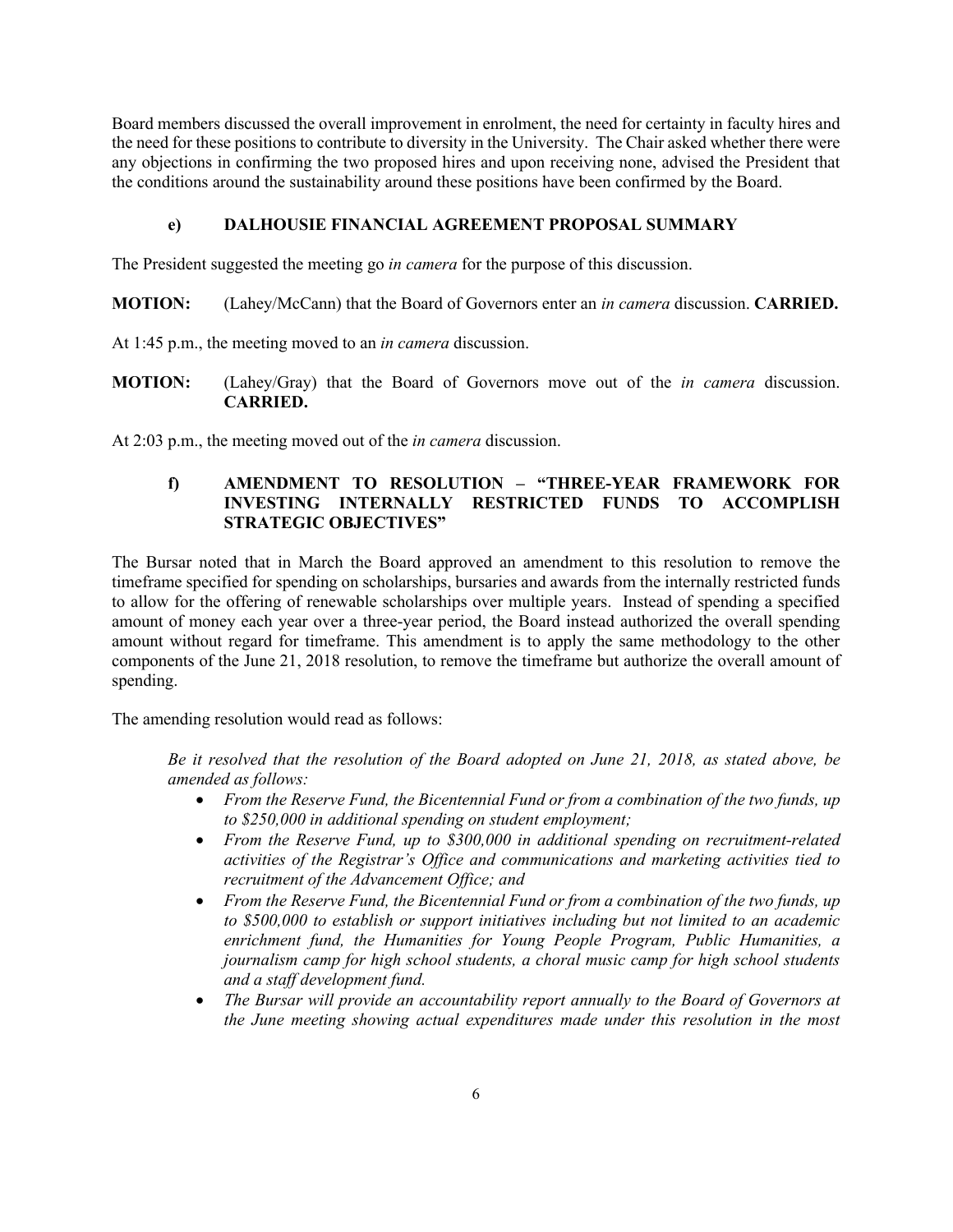Board members discussed the overall improvement in enrolment, the need for certainty in faculty hires and the need for these positions to contribute to diversity in the University. The Chair asked whether there were any objections in confirming the two proposed hires and upon receiving none, advised the President that the conditions around the sustainability around these positions have been confirmed by the Board.

### e) DALHOUSIE FINANCIAL AGREEMENT PROPOSAL SUMMARY

The President suggested the meeting go *in camera* for the purpose of this discussion.

**MOTION:** (Lahey/McCann) that the Board of Governors enter an *in camera* discussion. **CARRIED.**

At 1:45 p.m., the meeting moved to an *in camera* discussion.

**MOTION:** (Lahey/Gray) that the Board of Governors move out of the *in camera* discussion. **CARRIED.**

At 2:03 p.m., the meeting moved out of the *in camera* discussion.

### f) AMENDMENT TO RESOLUTION – "THREE-YEAR FRAMEWORK FOR INVESTING INTERNALLY RESTRICTED FUNDS TO ACCOMPLISH STRATEGIC OBJECTIVES"

The Bursar noted that in March the Board approved an amendment to this resolution to remove the timeframe specified for spending on scholarships, bursaries and awards from the internally restricted funds to allow for the offering of renewable scholarships over multiple years. Instead of spending a specified amount of money each year over a three-year period, the Board instead authorized the overall spending amount without regard for timeframe. This amendment is to apply the same methodology to the other components of the June 21, 2018 resolution, to remove the timeframe but authorize the overall amount of spending.

The amending resolution would read as follows:

*Be it resolved that the resolution of the Board adopted on June 21, 2018, as stated above, be amended as follows:*

- *From the Reserve Fund, the Bicentennial Fund or from a combination of the two funds, up to $250,000 in additional spending on student employment;*
- *From the Reserve Fund, up to $300,000 in additional spending on recruitment-related activities of the Registrar's Office and communications and marketing activities tied to recruitment of the Advancement Office; and*
- *From the Reserve Fund, the Bicentennial Fund or from a combination of the two funds, up to $500,000 to establish or support initiatives including but not limited to an academic enrichment fund, the Humanities for Young People Program, Public Humanities, a journalism camp for high school students, a choral music camp for high school students and a staff development fund.*
- *The Bursar will provide an accountability report annually to the Board of Governors at the June meeting showing actual expenditures made under this resolution in the most*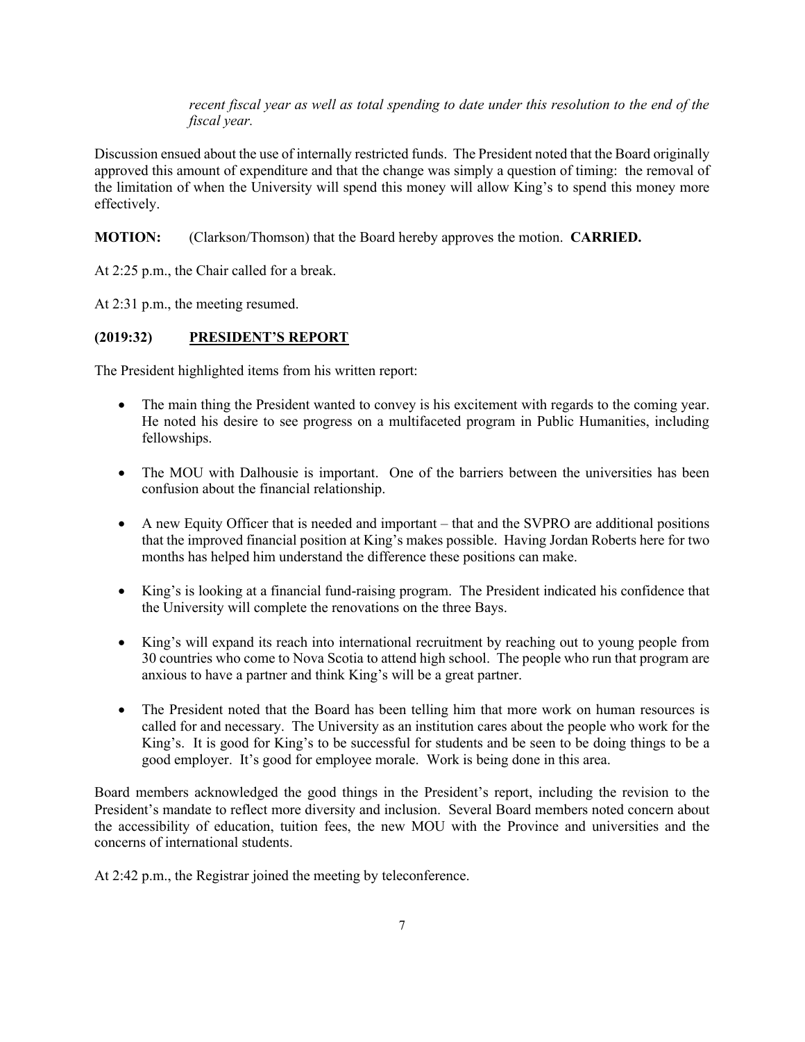*recent fiscal year as well as total spending to date under this resolution to the end of the fiscal year.*

Discussion ensued about the use of internally restricted funds. The President noted that the Board originally approved this amount of expenditure and that the change was simply a question of timing: the removal of the limitation of when the University will spend this money will allow King's to spend this money more effectively.

**MOTION:** (Clarkson/Thomson) that the Board hereby approves the motion. **CARRIED.**

At 2:25 p.m., the Chair called for a break.

At 2:31 p.m., the meeting resumed.

### (2019:32) PRESIDENT'S REPORT

The President highlighted items from his written report:

- The main thing the President wanted to convey is his excitement with regards to the coming year. He noted his desire to see progress on a multifaceted program in Public Humanities, including fellowships.
- The MOU with Dalhousie is important. One of the barriers between the universities has been confusion about the financial relationship.
- A new Equity Officer that is needed and important – that and the SVPRO are additional positions that the improved financial position at King's makes possible. Having Jordan Roberts here for two months has helped him understand the difference these positions can make.
- King's is looking at a financial fund-raising program. The President indicated his confidence that the University will complete the renovations on the three Bays.
- King's will expand its reach into international recruitment by reaching out to young people from 30 countries who come to Nova Scotia to attend high school. The people who run that program are anxious to have a partner and think King's will be a great partner.
- The President noted that the Board has been telling him that more work on human resources is called for and necessary. The University as an institution cares about the people who work for the King's. It is good for King's to be successful for students and be seen to be doing things to be a good employer. It's good for employee morale. Work is being done in this area.

Board members acknowledged the good things in the President's report, including the revision to the President's mandate to reflect more diversity and inclusion. Several Board members noted concern about the accessibility of education, tuition fees, the new MOU with the Province and universities and the concerns of international students.

At 2:42 p.m., the Registrar joined the meeting by teleconference.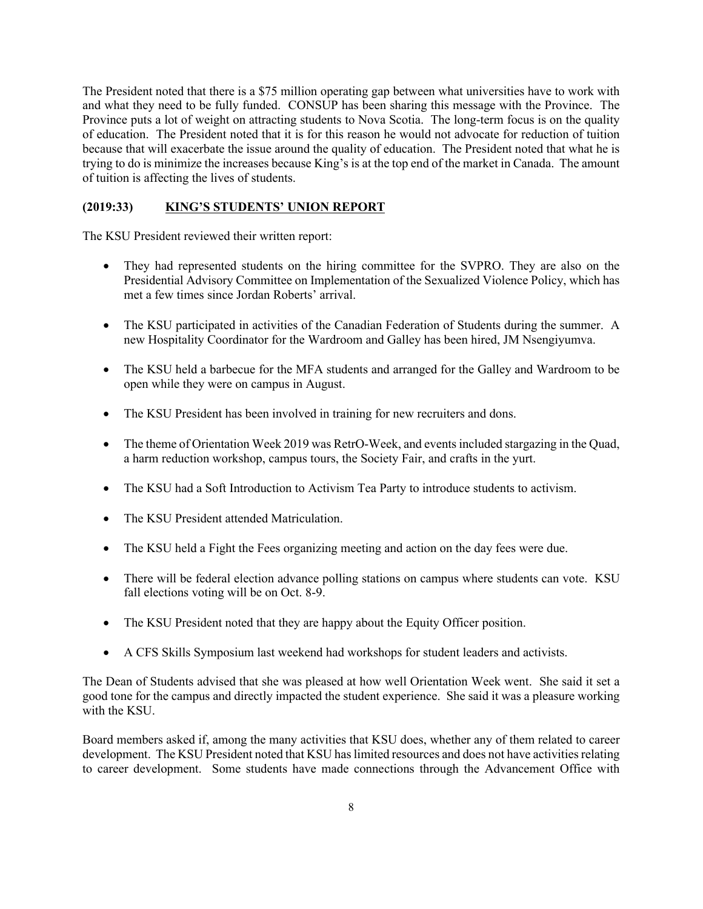The President noted that there is a $75 million operating gap between what universities have to work with and what they need to be fully funded. CONSUP has been sharing this message with the Province. The Province puts a lot of weight on attracting students to Nova Scotia. The long-term focus is on the quality of education. The President noted that it is for this reason he would not advocate for reduction of tuition because that will exacerbate the issue around the quality of education. The President noted that what he is trying to do is minimize the increases because King's is at the top end of the market in Canada. The amount of tuition is affecting the lives of students.

## (2019:33) KING'S STUDENTS' UNION REPORT

The KSU President reviewed their written report:

- They had represented students on the hiring committee for the SVPRO. They are also on the Presidential Advisory Committee on Implementation of the Sexualized Violence Policy, which has met a few times since Jordan Roberts' arrival.
- The KSU participated in activities of the Canadian Federation of Students during the summer. A new Hospitality Coordinator for the Wardroom and Galley has been hired, JM Nsengiyumva.
- The KSU held a barbecue for the MFA students and arranged for the Galley and Wardroom to be open while they were on campus in August.
- The KSU President has been involved in training for new recruiters and dons.
- The theme of Orientation Week 2019 was RetrO-Week, and events included stargazing in the Quad, a harm reduction workshop, campus tours, the Society Fair, and crafts in the yurt.
- The KSU had a Soft Introduction to Activism Tea Party to introduce students to activism.
- The KSU President attended Matriculation.
- The KSU held a Fight the Fees organizing meeting and action on the day fees were due.
- There will be federal election advance polling stations on campus where students can vote. KSU fall elections voting will be on Oct. 8-9.
- The KSU President noted that they are happy about the Equity Officer position.
- A CFS Skills Symposium last weekend had workshops for student leaders and activists.

The Dean of Students advised that she was pleased at how well Orientation Week went. She said it set a good tone for the campus and directly impacted the student experience. She said it was a pleasure working with the KSU.

Board members asked if, among the many activities that KSU does, whether any of them related to career development. The KSU President noted that KSU has limited resources and does not have activities relating to career development. Some students have made connections through the Advancement Office with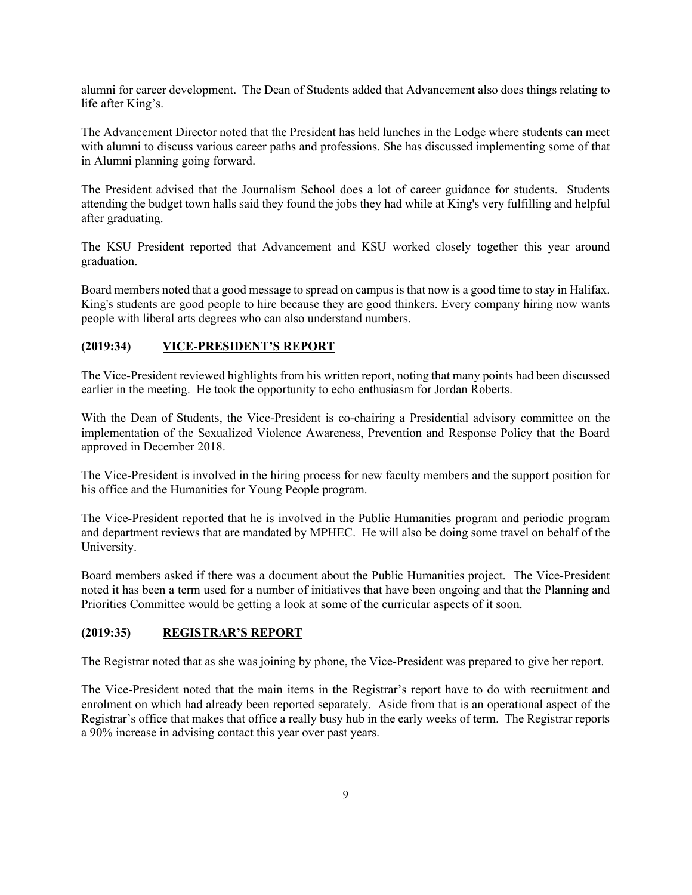alumni for career development. The Dean of Students added that Advancement also does things relating to life after King's.

The Advancement Director noted that the President has held lunches in the Lodge where students can meet with alumni to discuss various career paths and professions. She has discussed implementing some of that in Alumni planning going forward.

The President advised that the Journalism School does a lot of career guidance for students. Students attending the budget town halls said they found the jobs they had while at King's very fulfilling and helpful after graduating.

The KSU President reported that Advancement and KSU worked closely together this year around graduation.

Board members noted that a good message to spread on campus is that now is a good time to stay in Halifax. King's students are good people to hire because they are good thinkers. Every company hiring now wants people with liberal arts degrees who can also understand numbers.

### (2019:34) VICE-PRESIDENT'S REPORT

The Vice-President reviewed highlights from his written report, noting that many points had been discussed earlier in the meeting. He took the opportunity to echo enthusiasm for Jordan Roberts.

With the Dean of Students, the Vice-President is co-chairing a Presidential advisory committee on the implementation of the Sexualized Violence Awareness, Prevention and Response Policy that the Board approved in December 2018.

The Vice-President is involved in the hiring process for new faculty members and the support position for his office and the Humanities for Young People program.

The Vice-President reported that he is involved in the Public Humanities program and periodic program and department reviews that are mandated by MPHEC. He will also be doing some travel on behalf of the University.

Board members asked if there was a document about the Public Humanities project. The Vice-President noted it has been a term used for a number of initiatives that have been ongoing and that the Planning and Priorities Committee would be getting a look at some of the curricular aspects of it soon.

### (2019:35) REGISTRAR'S REPORT

The Registrar noted that as she was joining by phone, the Vice-President was prepared to give her report.

The Vice-President noted that the main items in the Registrar's report have to do with recruitment and enrolment on which had already been reported separately. Aside from that is an operational aspect of the Registrar's office that makes that office a really busy hub in the early weeks of term. The Registrar reports a 90% increase in advising contact this year over past years.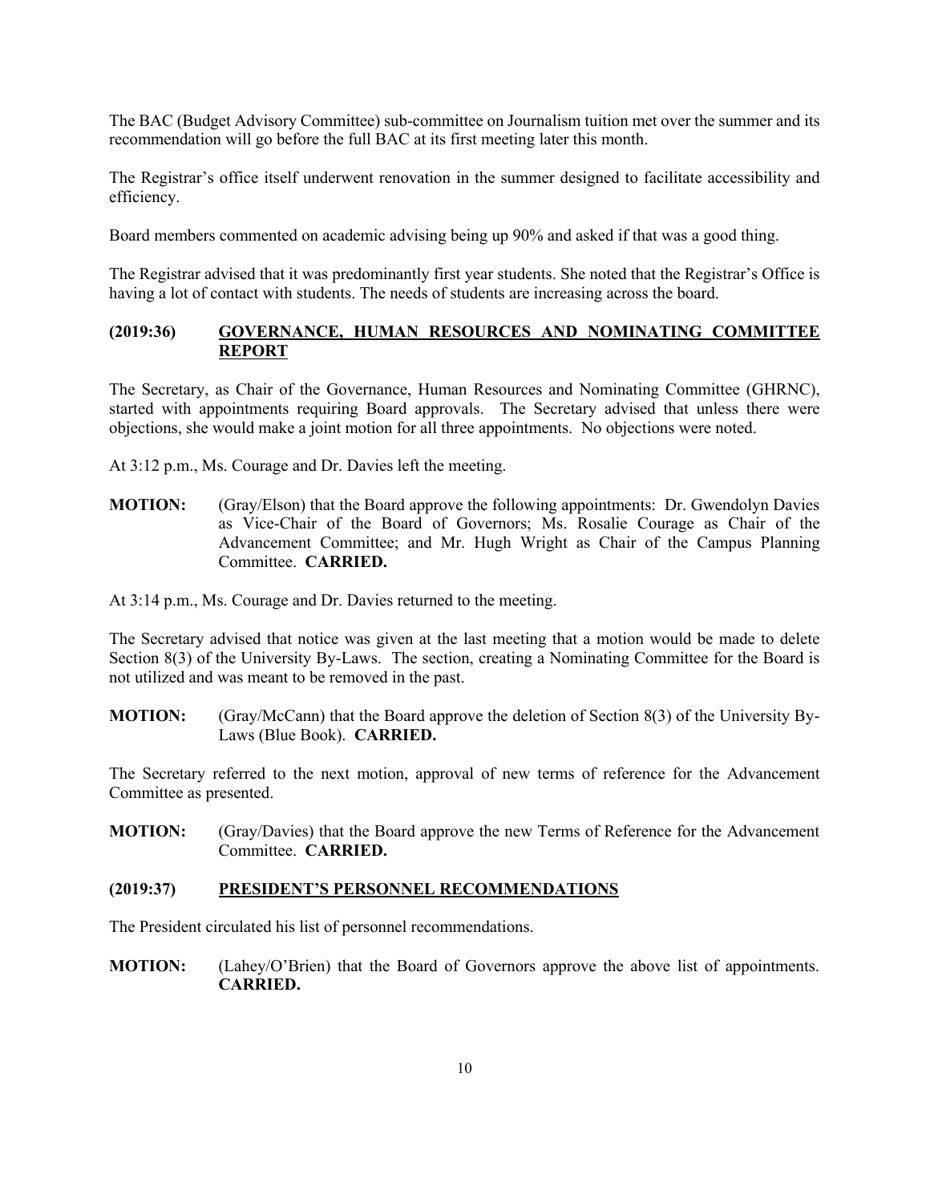The BAC (Budget Advisory Committee) sub-committee on Journalism tuition met over the summer and its recommendation will go before the full BAC at its first meeting later this month.

The Registrar's office itself underwent renovation in the summer designed to facilitate accessibility and efficiency.

Board members commented on academic advising being up 90% and asked if that was a good thing.

The Registrar advised that it was predominantly first year students. She noted that the Registrar's Office is having a lot of contact with students. The needs of students are increasing across the board.

## (2019:36) GOVERNANCE, HUMAN RESOURCES AND NOMINATING COMMITTEE REPORT

The Secretary, as Chair of the Governance, Human Resources and Nominating Committee (GHRNC), started with appointments requiring Board approvals. The Secretary advised that unless there were objections, she would make a joint motion for all three appointments. No objections were noted.

At 3:12 p.m., Ms. Courage and Dr. Davies left the meeting.

**MOTION:** (Gray/Elson) that the Board approve the following appointments: Dr. Gwendolyn Davies as Vice-Chair of the Board of Governors; Ms. Rosalie Courage as Chair of the Advancement Committee; and Mr. Hugh Wright as Chair of the Campus Planning Committee. **CARRIED.**

At 3:14 p.m., Ms. Courage and Dr. Davies returned to the meeting.

The Secretary advised that notice was given at the last meeting that a motion would be made to delete Section 8(3) of the University By-Laws. The section, creating a Nominating Committee for the Board is not utilized and was meant to be removed in the past.

**MOTION:** (Gray/McCann) that the Board approve the deletion of Section 8(3) of the University By-Laws (Blue Book). **CARRIED.**

The Secretary referred to the next motion, approval of new terms of reference for the Advancement Committee as presented.

**MOTION:** (Gray/Davies) that the Board approve the new Terms of Reference for the Advancement Committee. **CARRIED.**

## (2019:37) PRESIDENT'S PERSONNEL RECOMMENDATIONS

The President circulated his list of personnel recommendations.

**MOTION:** (Lahey/O'Brien) that the Board of Governors approve the above list of appointments. **CARRIED.**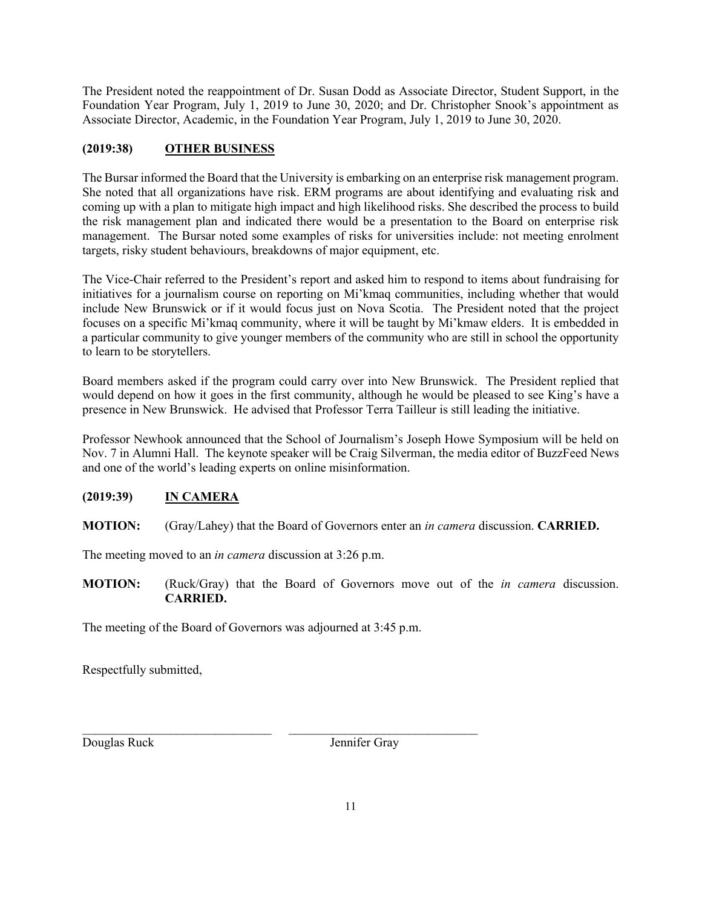The President noted the reappointment of Dr. Susan Dodd as Associate Director, Student Support, in the Foundation Year Program, July 1, 2019 to June 30, 2020; and Dr. Christopher Snook's appointment as Associate Director, Academic, in the Foundation Year Program, July 1, 2019 to June 30, 2020.

## (2019:38) OTHER BUSINESS

The Bursar informed the Board that the University is embarking on an enterprise risk management program. She noted that all organizations have risk. ERM programs are about identifying and evaluating risk and coming up with a plan to mitigate high impact and high likelihood risks. She described the process to build the risk management plan and indicated there would be a presentation to the Board on enterprise risk management. The Bursar noted some examples of risks for universities include: not meeting enrolment targets, risky student behaviours, breakdowns of major equipment, etc.

The Vice-Chair referred to the President's report and asked him to respond to items about fundraising for initiatives for a journalism course on reporting on Mi'kmaq communities, including whether that would include New Brunswick or if it would focus just on Nova Scotia. The President noted that the project focuses on a specific Mi'kmaq community, where it will be taught by Mi'kmaw elders. It is embedded in a particular community to give younger members of the community who are still in school the opportunity to learn to be storytellers.

Board members asked if the program could carry over into New Brunswick. The President replied that would depend on how it goes in the first community, although he would be pleased to see King's have a presence in New Brunswick. He advised that Professor Terra Tailleur is still leading the initiative.

Professor Newhook announced that the School of Journalism's Joseph Howe Symposium will be held on Nov. 7 in Alumni Hall. The keynote speaker will be Craig Silverman, the media editor of BuzzFeed News and one of the world's leading experts on online misinformation.

## (2019:39) IN CAMERA

**MOTION:** (Gray/Lahey) that the Board of Governors enter an *in camera* discussion. **CARRIED.**

The meeting moved to an *in camera* discussion at 3:26 p.m.

**MOTION:** (Ruck/Gray) that the Board of Governors move out of the *in camera* discussion. **CARRIED.**

The meeting of the Board of Governors was adjourned at 3:45 p.m.

Respectfully submitted,

\_\_\_\_\_\_\_\_\_\_\_\_\_\_\_\_\_\_\_\_\_\_\_\_\_\_\_\_\_\_ \_\_\_\_\_\_\_\_\_\_\_\_\_\_\_\_\_\_\_\_\_\_\_\_\_\_\_\_\_\_

Douglas Ruck Jennifer Gray